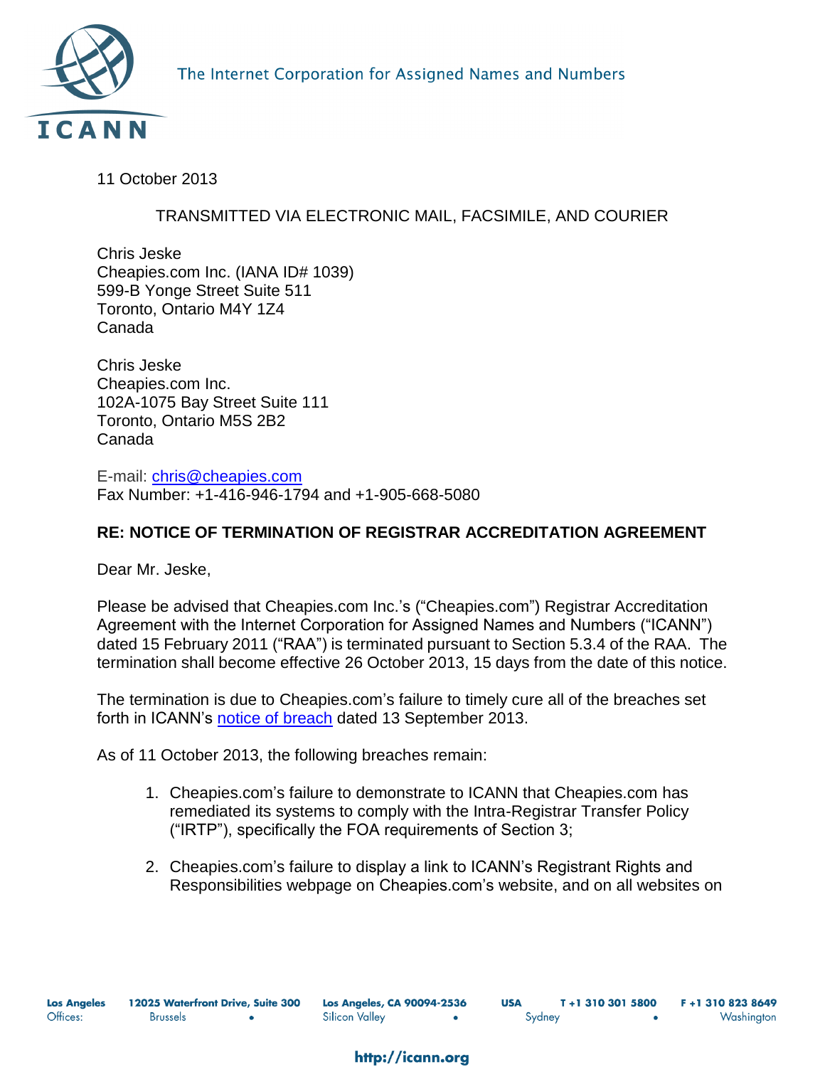The Internet Corporation for Assigned Names and Numbers

11 October 2013

TRANSMITTED VIA ELECTRONIC MAIL, FACSIMILE, AND COURIER

Chris Jeske
Cheapies.com Inc. (IANA ID# 1039)
599-B Yonge Street Suite 511
Toronto, Ontario M4Y 1Z4
Canada

Chris Jeske
Cheapies.com Inc.
102A-1075 Bay Street Suite 111
Toronto, Ontario M5S 2B2
Canada

E-mail: chris@cheapies.com
Fax Number: +1-416-946-1794 and +1-905-668-5080

**RE: NOTICE OF TERMINATION OF REGISTRAR ACCREDITATION AGREEMENT**

Dear Mr. Jeske,

Please be advised that Cheapies.com Inc.'s ("Cheapies.com") Registrar Accreditation Agreement with the Internet Corporation for Assigned Names and Numbers ("ICANN") dated 15 February 2011 ("RAA") is terminated pursuant to Section 5.3.4 of the RAA. The termination shall become effective 26 October 2013, 15 days from the date of this notice.

The termination is due to Cheapies.com's failure to timely cure all of the breaches set forth in ICANN's notice of breach dated 13 September 2013.

As of 11 October 2013, the following breaches remain:

1. Cheapies.com's failure to demonstrate to ICANN that Cheapies.com has remediated its systems to comply with the Intra-Registrar Transfer Policy ("IRTP"), specifically the FOA requirements of Section 3;
2. Cheapies.com's failure to display a link to ICANN's Registrant Rights and Responsibilities webpage on Cheapies.com's website, and on all websites on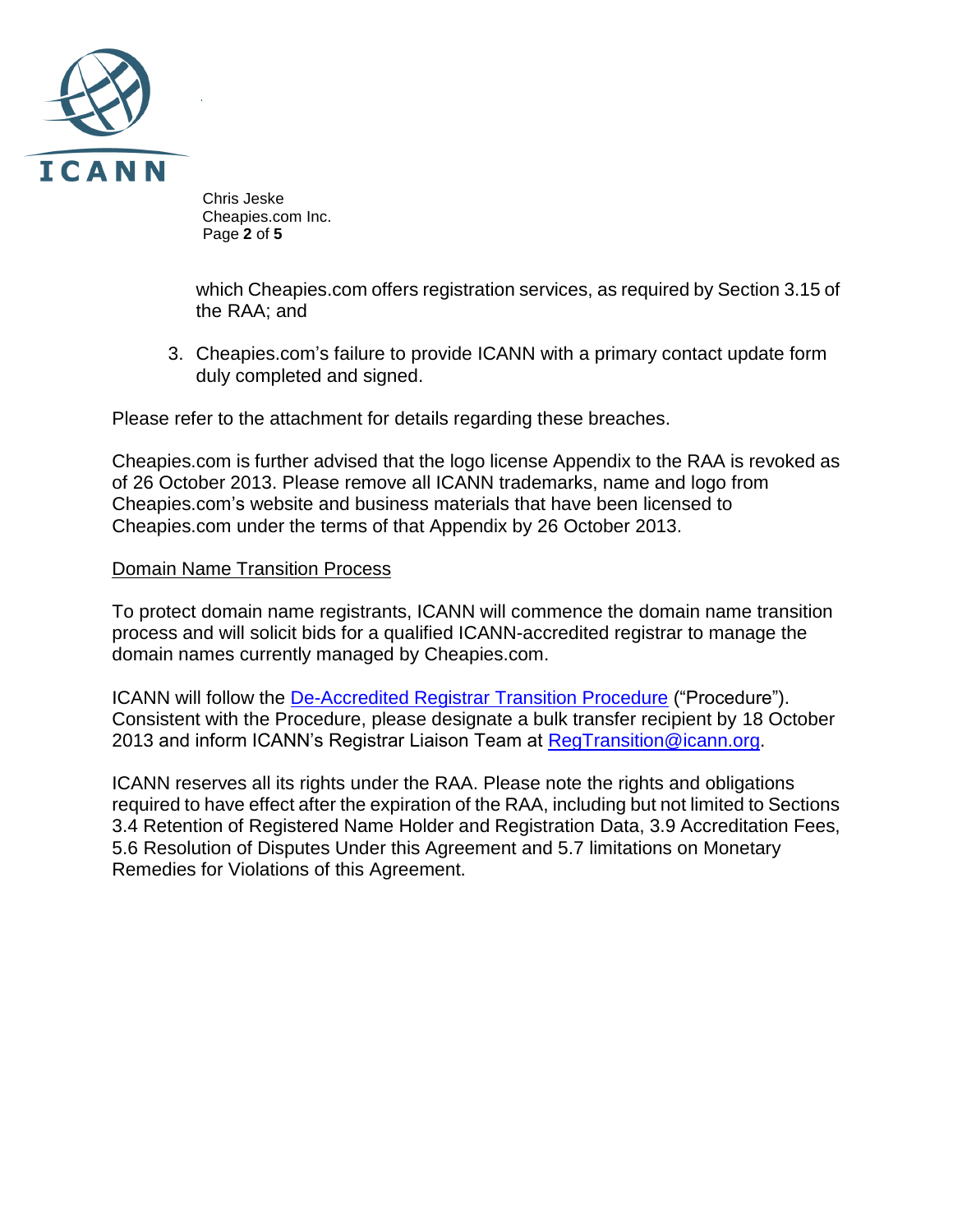which Cheapies.com offers registration services, as required by Section 3.15 of the RAA; and

3. Cheapies.com's failure to provide ICANN with a primary contact update form duly completed and signed.

Please refer to the attachment for details regarding these breaches.

Cheapies.com is further advised that the logo license Appendix to the RAA is revoked as of 26 October 2013. Please remove all ICANN trademarks, name and logo from Cheapies.com's website and business materials that have been licensed to Cheapies.com under the terms of that Appendix by 26 October 2013.

## Domain Name Transition Process

To protect domain name registrants, ICANN will commence the domain name transition process and will solicit bids for a qualified ICANN-accredited registrar to manage the domain names currently managed by Cheapies.com.

ICANN will follow the De-Accredited Registrar Transition Procedure ("Procedure"). Consistent with the Procedure, please designate a bulk transfer recipient by 18 October 2013 and inform ICANN's Registrar Liaison Team at RegTransition@icann.org.

ICANN reserves all its rights under the RAA. Please note the rights and obligations required to have effect after the expiration of the RAA, including but not limited to Sections 3.4 Retention of Registered Name Holder and Registration Data, 3.9 Accreditation Fees, 5.6 Resolution of Disputes Under this Agreement and 5.7 limitations on Monetary Remedies for Violations of this Agreement.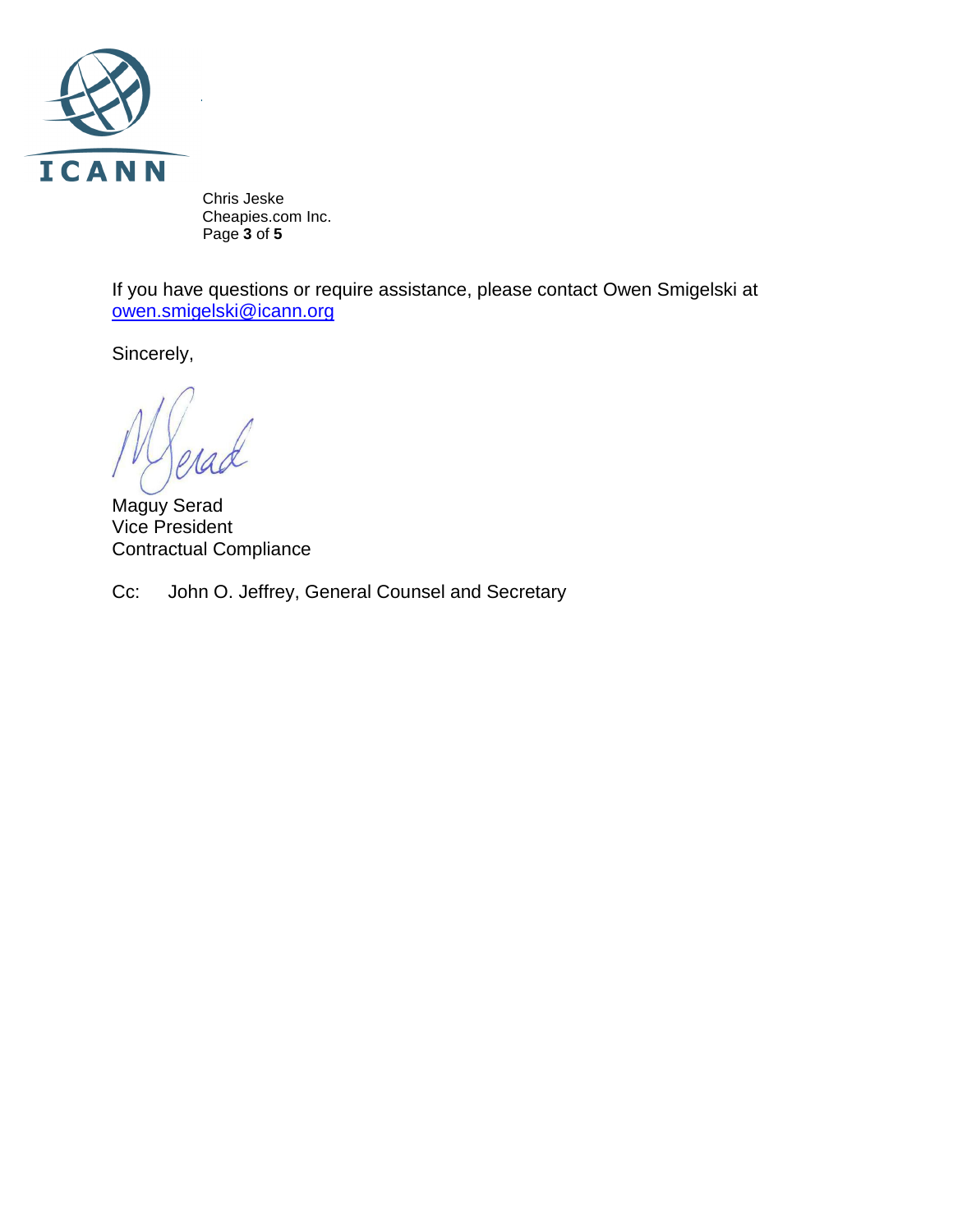If you have questions or require assistance, please contact Owen Smigelski at [owen.smigelski@icann.org](mailto:owen.smigelski@icann.org)

Sincerely,

Maguy Serad
Vice President
Contractual Compliance

Cc: John O. Jeffrey, General Counsel and Secretary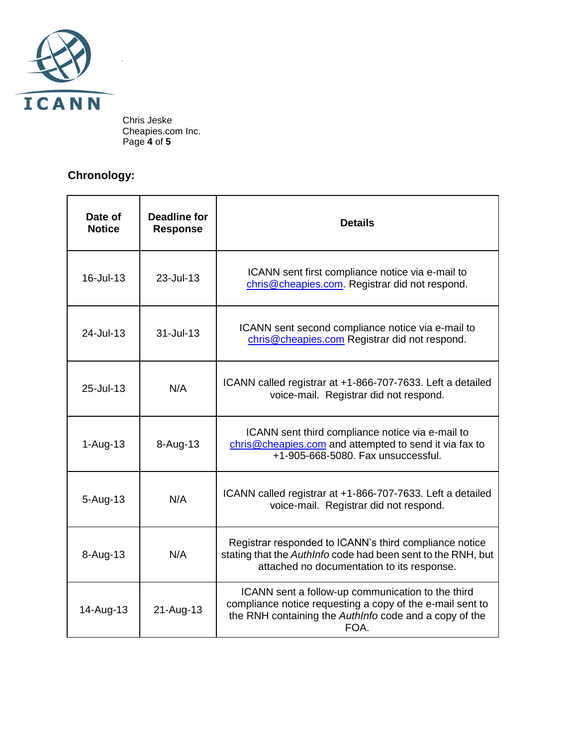## Chronology:

| Date of Notice | Deadline for Response | Details |
|---|---|---|
| 16-Jul-13 | 23-Jul-13 | ICANN sent first compliance notice via e-mail to chris@cheapies.com. Registrar did not respond. |
| 24-Jul-13 | 31-Jul-13 | ICANN sent second compliance notice via e-mail to chris@cheapies.com Registrar did not respond. |
| 25-Jul-13 | N/A | ICANN called registrar at +1-866-707-7633. Left a detailed voice-mail. Registrar did not respond. |
| 1-Aug-13 | 8-Aug-13 | ICANN sent third compliance notice via e-mail to chris@cheapies.com and attempted to send it via fax to +1-905-668-5080. Fax unsuccessful. |
| 5-Aug-13 | N/A | ICANN called registrar at +1-866-707-7633. Left a detailed voice-mail. Registrar did not respond. |
| 8-Aug-13 | N/A | Registrar responded to ICANN's third compliance notice stating that the *AuthInfo* code had been sent to the RNH, but attached no documentation to its response. |
| 14-Aug-13 | 21-Aug-13 | ICANN sent a follow-up communication to the third compliance notice requesting a copy of the e-mail sent to the RNH containing the *AuthInfo* code and a copy of the FOA. |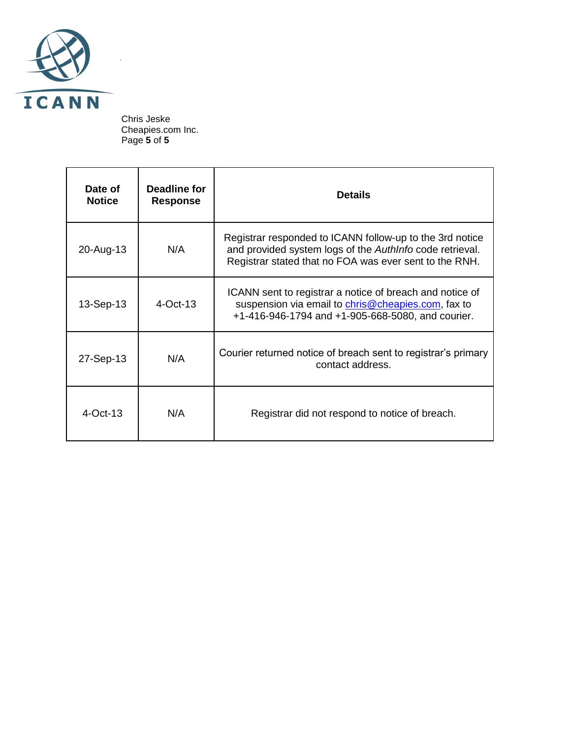| Date of Notice | Deadline for Response | Details |
|---|---|---|
| 20-Aug-13 | N/A | Registrar responded to ICANN follow-up to the 3rd notice and provided system logs of the *AuthInfo* code retrieval. Registrar stated that no FOA was ever sent to the RNH. |
| 13-Sep-13 | 4-Oct-13 | ICANN sent to registrar a notice of breach and notice of suspension via email to chris@cheapies.com, fax to +1-416-946-1794 and +1-905-668-5080, and courier. |
| 27-Sep-13 | N/A | Courier returned notice of breach sent to registrar's primary contact address. |
| 4-Oct-13 | N/A | Registrar did not respond to notice of breach. |